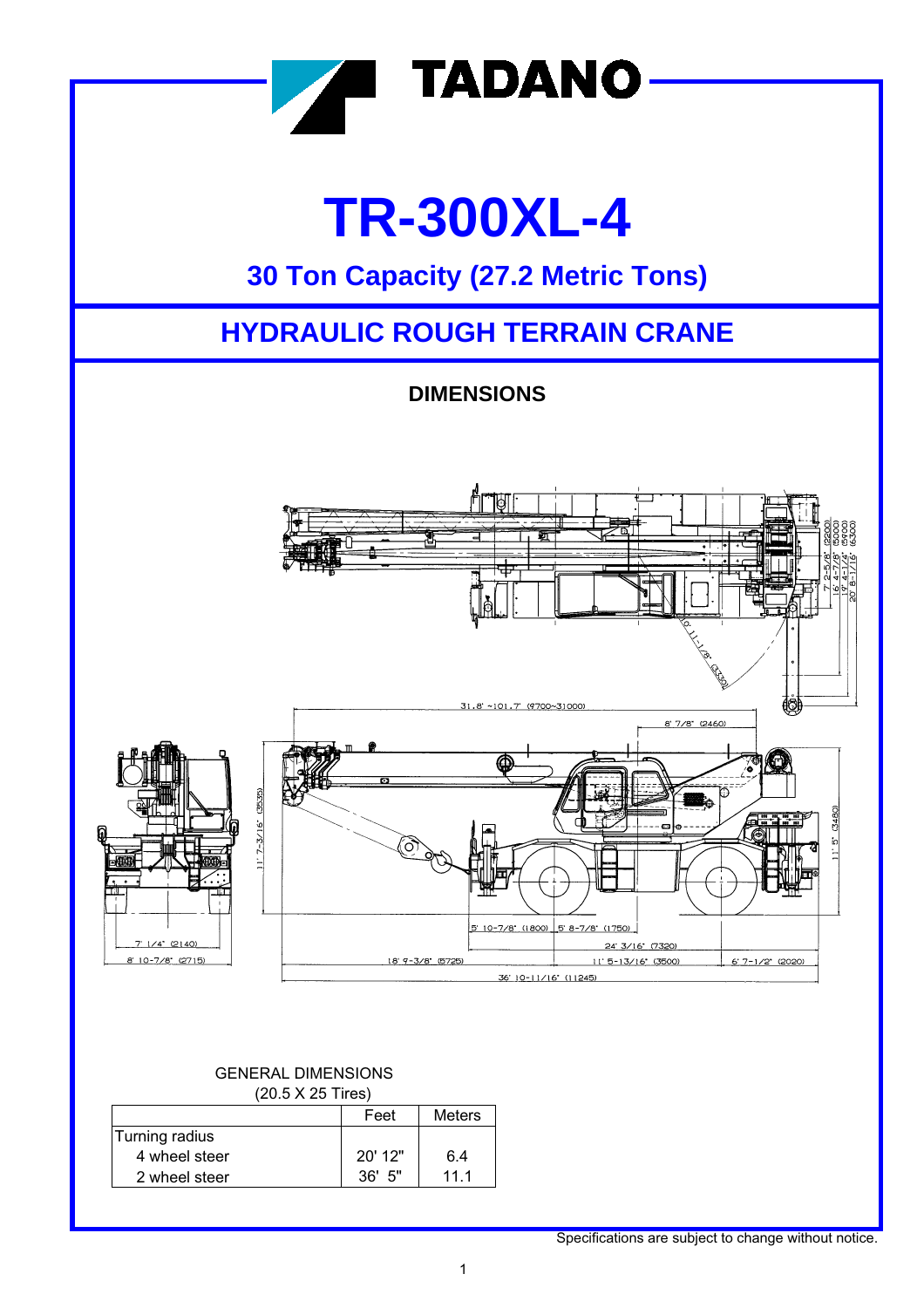TADANO

# TR-300XL-4

## 30 Ton Capacity (27.2 Metric Tons)

## HYDRAULIC ROUGH TERRAIN CRANE

### DIMENSIONS

GENERAL DIMENSIONS
(20.5 X 25 Tires)

| | Feet | Meters |
|---|---|---|
| Turning radius | | |
| 4 wheel steer | 20' 12" | 6.4 |
| 2 wheel steer | 36' 5" | 11.1 |

Specifications are subject to change without notice.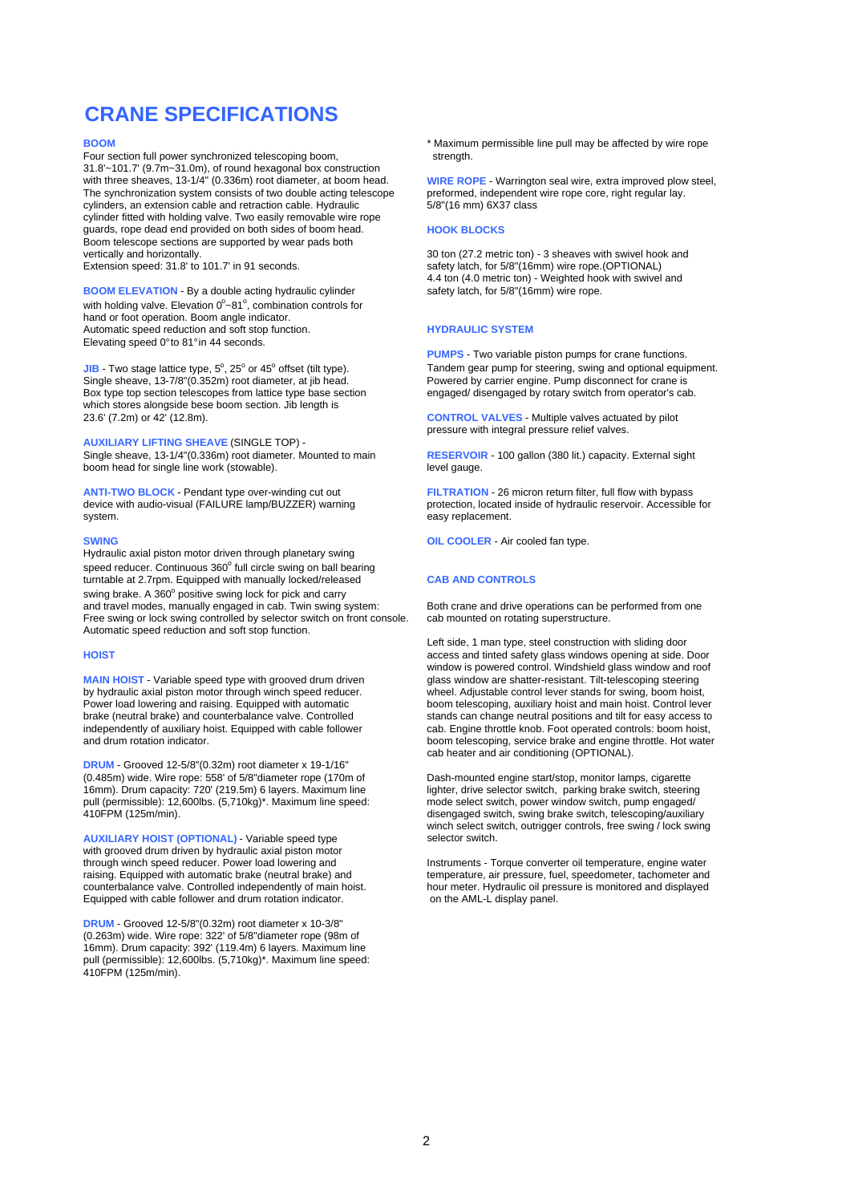# CRANE SPECIFICATIONS

**BOOM**
Four section full power synchronized telescoping boom, 31.8'~101.7' (9.7m~31.0m), of round hexagonal box construction with three sheaves, 13-1/4" (0.336m) root diameter, at boom head. The synchronization system consists of two double acting telescope cylinders, an extension cable and retraction cable. Hydraulic cylinder fitted with holding valve. Two easily removable wire rope guards, rope dead end provided on both sides of boom head. Boom telescope sections are supported by wear pads both vertically and horizontally.
Extension speed: 31.8' to 101.7' in 91 seconds.

**BOOM ELEVATION** - By a double acting hydraulic cylinder with holding valve. Elevation $0^{o}$~$81^{o}$, combination controls for hand or foot operation. Boom angle indicator. Automatic speed reduction and soft stop function.
Elevating speed 0°to 81°in 44 seconds.

**JIB** - Two stage lattice type, $5^{o}$, $25^{o}$ or $45^{o}$ offset (tilt type). Single sheave, 13-7/8"(0.352m) root diameter, at jib head. Box type top section telescopes from lattice type base section which stores alongside bese boom section. Jib length is 23.6' (7.2m) or 42' (12.8m).

**AUXILIARY LIFTING SHEAVE** (SINGLE TOP) -
Single sheave, 13-1/4"(0.336m) root diameter. Mounted to main boom head for single line work (stowable).

**ANTI-TWO BLOCK** - Pendant type over-winding cut out device with audio-visual (FAILURE lamp/BUZZER) warning system.

**SWING**
Hydraulic axial piston motor driven through planetary swing speed reducer. Continuous $360^{o}$ full circle swing on ball bearing turntable at 2.7rpm. Equipped with manually locked/released swing brake. A $360^{o}$ positive swing lock for pick and carry and travel modes, manually engaged in cab. Twin swing system: Free swing or lock swing controlled by selector switch on front console. Automatic speed reduction and soft stop function.

**HOIST**

**MAIN HOIST** - Variable speed type with grooved drum driven by hydraulic axial piston motor through winch speed reducer. Power load lowering and raising. Equipped with automatic brake (neutral brake) and counterbalance valve. Controlled independently of auxiliary hoist. Equipped with cable follower and drum rotation indicator.

**DRUM** - Grooved 12-5/8"(0.32m) root diameter x 19-1/16" (0.485m) wide. Wire rope: 558' of 5/8"diameter rope (170m of 16mm). Drum capacity: 720' (219.5m) 6 layers. Maximum line pull (permissible): 12,600lbs. (5,710kg)*. Maximum line speed: 410FPM (125m/min).

**AUXILIARY HOIST (OPTIONAL)** - Variable speed type with grooved drum driven by hydraulic axial piston motor through winch speed reducer. Power load lowering and raising. Equipped with automatic brake (neutral brake) and counterbalance valve. Controlled independently of main hoist. Equipped with cable follower and drum rotation indicator.

**DRUM** - Grooved 12-5/8"(0.32m) root diameter x 10-3/8" (0.263m) wide. Wire rope: 322' of 5/8"diameter rope (98m of 16mm). Drum capacity: 392' (119.4m) 6 layers. Maximum line pull (permissible): 12,600lbs. (5,710kg)*. Maximum line speed: 410FPM (125m/min).

\* Maximum permissible line pull may be affected by wire rope strength.

**WIRE ROPE** - Warrington seal wire, extra improved plow steel, preformed, independent wire rope core, right regular lay. 5/8"(16 mm) 6X37 class

**HOOK BLOCKS**

30 ton (27.2 metric ton) - 3 sheaves with swivel hook and safety latch, for 5/8"(16mm) wire rope.(OPTIONAL)
4.4 ton (4.0 metric ton) - Weighted hook with swivel and safety latch, for 5/8"(16mm) wire rope.

**HYDRAULIC SYSTEM**

**PUMPS** - Two variable piston pumps for crane functions. Tandem gear pump for steering, swing and optional equipment. Powered by carrier engine. Pump disconnect for crane is engaged/ disengaged by rotary switch from operator's cab.

**CONTROL VALVES** - Multiple valves actuated by pilot pressure with integral pressure relief valves.

**RESERVOIR** - 100 gallon (380 lit.) capacity. External sight level gauge.

**FILTRATION** - 26 micron return filter, full flow with bypass protection, located inside of hydraulic reservoir. Accessible for easy replacement.

**OIL COOLER** - Air cooled fan type.

**CAB AND CONTROLS**

Both crane and drive operations can be performed from one cab mounted on rotating superstructure.

Left side, 1 man type, steel construction with sliding door access and tinted safety glass windows opening at side. Door window is powered control. Windshield glass window and roof glass window are shatter-resistant. Tilt-telescoping steering wheel. Adjustable control lever stands for swing, boom hoist, boom telescoping, auxiliary hoist and main hoist. Control lever stands can change neutral positions and tilt for easy access to cab. Engine throttle knob. Foot operated controls: boom hoist, boom telescoping, service brake and engine throttle. Hot water cab heater and air conditioning (OPTIONAL).

Dash-mounted engine start/stop, monitor lamps, cigarette lighter, drive selector switch, parking brake switch, steering mode select switch, power window switch, pump engaged/ disengaged switch, swing brake switch, telescoping/auxiliary winch select switch, outrigger controls, free swing / lock swing selector switch.

Instruments - Torque converter oil temperature, engine water temperature, air pressure, fuel, speedometer, tachometer and hour meter. Hydraulic oil pressure is monitored and displayed on the AML-L display panel.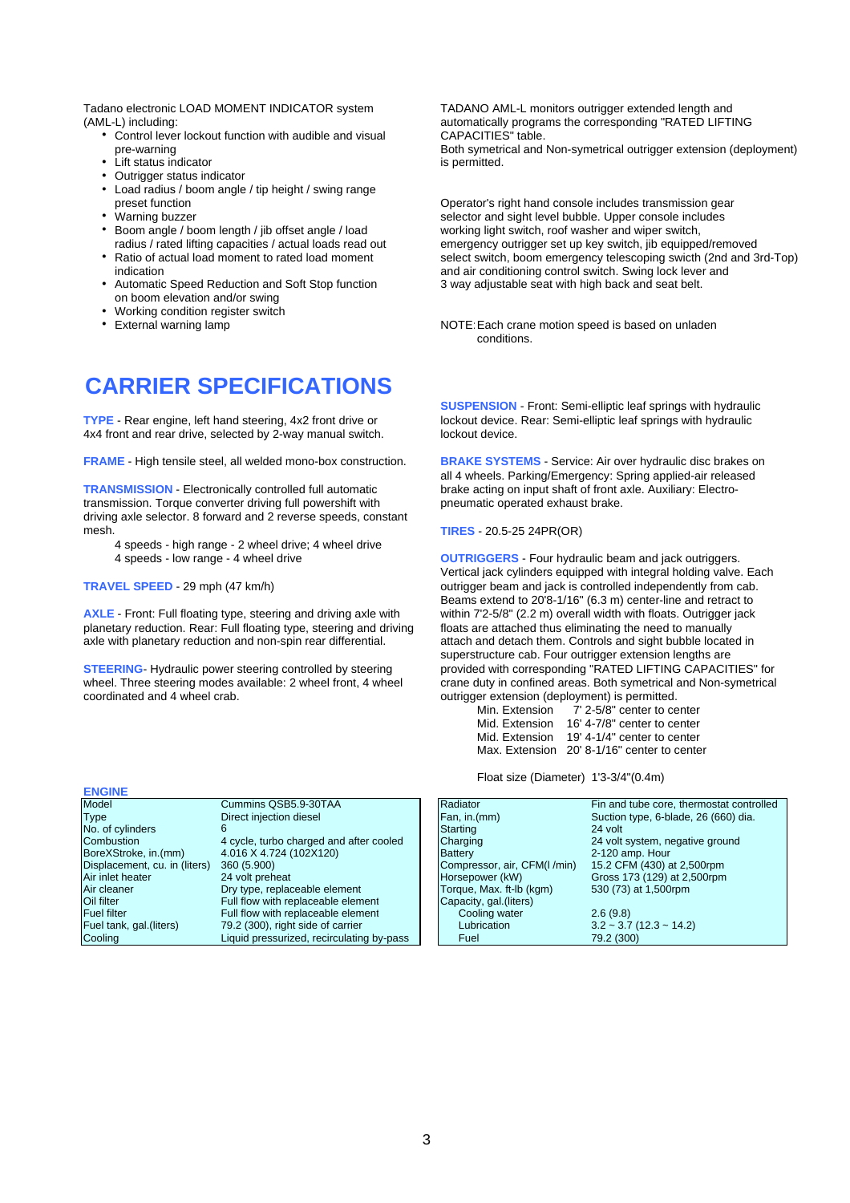Tadano electronic LOAD MOMENT INDICATOR system (AML-L) including:

- Control lever lockout function with audible and visual pre-warning
- Lift status indicator
- Outrigger status indicator
- Load radius / boom angle / tip height / swing range preset function
- Warning buzzer
- Boom angle / boom length / jib offset angle / load radius / rated lifting capacities / actual loads read out
- Ratio of actual load moment to rated load moment indication
- Automatic Speed Reduction and Soft Stop function on boom elevation and/or swing
- Working condition register switch
- External warning lamp

TADANO AML-L monitors outrigger extended length and automatically programs the corresponding "RATED LIFTING CAPACITIES" table.
Both symetrical and Non-symetrical outrigger extension (deployment) is permitted.

Operator's right hand console includes transmission gear selector and sight level bubble. Upper console includes working light switch, roof washer and wiper switch, emergency outrigger set up key switch, jib equipped/removed select switch, boom emergency telescoping swicth (2nd and 3rd-Top) and air conditioning control switch. Swing lock lever and 3 way adjustable seat with high back and seat belt.

NOTE: Each crane motion speed is based on unladen conditions.

# CARRIER SPECIFICATIONS

**TYPE** - Rear engine, left hand steering, 4x2 front drive or 4x4 front and rear drive, selected by 2-way manual switch.

**FRAME** - High tensile steel, all welded mono-box construction.

**TRANSMISSION** - Electronically controlled full automatic transmission. Torque converter driving full powershift with driving axle selector. 8 forward and 2 reverse speeds, constant mesh.

4 speeds - high range - 2 wheel drive; 4 wheel drive
4 speeds - low range - 4 wheel drive

**TRAVEL SPEED** - 29 mph (47 km/h)

**AXLE** - Front: Full floating type, steering and driving axle with planetary reduction. Rear: Full floating type, steering and driving axle with planetary reduction and non-spin rear differential.

**STEERING**- Hydraulic power steering controlled by steering wheel. Three steering modes available: 2 wheel front, 4 wheel coordinated and 4 wheel crab.

**SUSPENSION** - Front: Semi-elliptic leaf springs with hydraulic lockout device. Rear: Semi-elliptic leaf springs with hydraulic lockout device.

**BRAKE SYSTEMS** - Service: Air over hydraulic disc brakes on all 4 wheels. Parking/Emergency: Spring applied-air released brake acting on input shaft of front axle. Auxiliary: Electro-pneumatic operated exhaust brake.

**TIRES** - 20.5-25 24PR(OR)

**OUTRIGGERS** - Four hydraulic beam and jack outriggers. Vertical jack cylinders equipped with integral holding valve. Each outrigger beam and jack is controlled independently from cab. Beams extend to 20'8-1/16" (6.3 m) center-line and retract to within 7'2-5/8" (2.2 m) overall width with floats. Outrigger jack floats are attached thus eliminating the need to manually attach and detach them. Controls and sight bubble located in superstructure cab. Four outrigger extension lengths are provided with corresponding "RATED LIFTING CAPACITIES" for crane duty in confined areas. Both symetrical and Non-symetrical outrigger extension (deployment) is permitted.

| | |
|---|---|
| Min. Extension | 7' 2-5/8" center to center |
| Mid. Extension | 16' 4-7/8" center to center |
| Mid. Extension | 19' 4-1/4" center to center |
| Max. Extension | 20' 8-1/16" center to center |

Float size (Diameter) 1'3-3/4"(0.4m)

**ENGINE**

| | |
|---|---|
| Model | Cummins QSB5.9-30TAA |
| Type | Direct injection diesel |
| No. of cylinders | 6 |
| Combustion | 4 cycle, turbo charged and after cooled |
| BoreXStroke, in.(mm) | 4.016 X 4.724 (102X120) |
| Displacement, cu. in (liters) | 360 (5.900) |
| Air inlet heater | 24 volt preheat |
| Air cleaner | Dry type, replaceable element |
| Oil filter | Full flow with replaceable element |
| Fuel filter | Full flow with replaceable element |
| Fuel tank, gal.(liters) | 79.2 (300), right side of carrier |
| Cooling | Liquid pressurized, recirculating by-pass |

| | |
|---|---|
| Radiator | Fin and tube core, thermostat controlled |
| Fan, in.(mm) | Suction type, 6-blade, 26 (660) dia. |
| Starting | 24 volt |
| Charging | 24 volt system, negative ground |
| Battery | 2-120 amp. Hour |
| Compressor, air, CFM(l /min) | 15.2 CFM (430) at 2,500rpm |
| Horsepower (kW) | Gross 173 (129) at 2,500rpm |
| Torque, Max. ft-lb (kgm) | 530 (73) at 1,500rpm |
| Capacity, gal.(liters) | |
| Cooling water | 2.6 (9.8) |
| Lubrication | 3.2 ~ 3.7 (12.3 ~ 14.2) |
| Fuel | 79.2 (300) |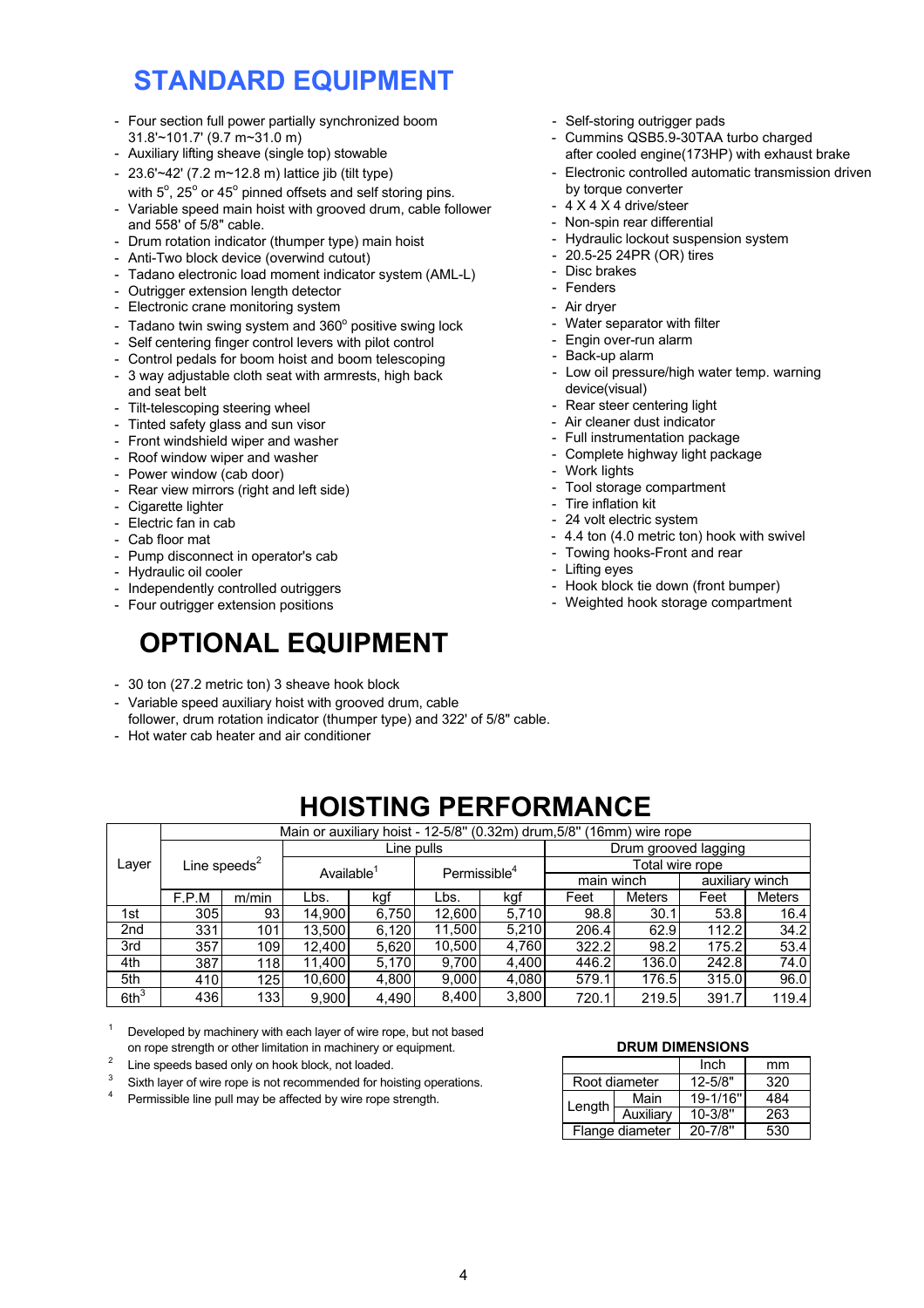# STANDARD EQUIPMENT

- Four section full power partially synchronized boom 31.8'~101.7' (9.7 m~31.0 m)
- Auxiliary lifting sheave (single top) stowable
- 23.6'~42' (7.2 m~12.8 m) lattice jib (tilt type) with 5°, 25° or 45° pinned offsets and self storing pins.
- Variable speed main hoist with grooved drum, cable follower and 558' of 5/8" cable.
- Drum rotation indicator (thumper type) main hoist
- Anti-Two block device (overwind cutout)
- Tadano electronic load moment indicator system (AML-L)
- Outrigger extension length detector
- Electronic crane monitoring system
- Tadano twin swing system and 360° positive swing lock
- Self centering finger control levers with pilot control
- Control pedals for boom hoist and boom telescoping
- 3 way adjustable cloth seat with armrests, high back and seat belt
- Tilt-telescoping steering wheel
- Tinted safety glass and sun visor
- Front windshield wiper and washer
- Roof window wiper and washer
- Power window (cab door)
- Rear view mirrors (right and left side)
- Cigarette lighter
- Electric fan in cab
- Cab floor mat
- Pump disconnect in operator's cab
- Hydraulic oil cooler
- Independently controlled outriggers
- Four outrigger extension positions
- Self-storing outrigger pads
- Cummins QSB5.9-30TAA turbo charged after cooled engine(173HP) with exhaust brake
- Electronic controlled automatic transmission driven by torque converter
- 4 X 4 X 4 drive/steer
- Non-spin rear differential
- Hydraulic lockout suspension system
- 20.5-25 24PR (OR) tires
- Disc brakes
- Fenders
- Air dryer
- Water separator with filter
- Engin over-run alarm
- Back-up alarm
- Low oil pressure/high water temp. warning device(visual)
- Rear steer centering light
- Air cleaner dust indicator
- Full instrumentation package
- Complete highway light package
- Work lights
- Tool storage compartment
- Tire inflation kit
- 24 volt electric system
- 4.4 ton (4.0 metric ton) hook with swivel
- Towing hooks-Front and rear
- Lifting eyes
- Hook block tie down (front bumper)
- Weighted hook storage compartment

# OPTIONAL EQUIPMENT

- 30 ton (27.2 metric ton) 3 sheave hook block
- Variable speed auxiliary hoist with grooved drum, cable follower, drum rotation indicator (thumper type) and 322' of 5/8" cable.
- Hot water cab heater and air conditioner

# HOISTING PERFORMANCE

| Layer | Main or auxiliary hoist - 12-5/8" (0.32m) drum,5/8" (16mm) wire rope | | | | | | | | | |
|---|---|---|---|---|---|---|---|---|---|---|
| | Line speeds[2] | | Line pulls | | | | Drum grooved lagging | | | |
| | | | Available[1] | | Permissible[4] | | Total wire rope | | | |
| | | | | | | | main winch | | auxiliary winch | |
| | F.P.M | m/min | Lbs. | kgf | Lbs. | kgf | Feet | Meters | Feet | Meters |
| 1st | 305 | 93 | 14,900 | 6,750 | 12,600 | 5,710 | 98.8 | 30.1 | 53.8 | 16.4 |
| 2nd | 331 | 101 | 13,500 | 6,120 | 11,500 | 5,210 | 206.4 | 62.9 | 112.2 | 34.2 |
| 3rd | 357 | 109 | 12,400 | 5,620 | 10,500 | 4,760 | 322.2 | 98.2 | 175.2 | 53.4 |
| 4th | 387 | 118 | 11,400 | 5,170 | 9,700 | 4,400 | 446.2 | 136.0 | 242.8 | 74.0 |
| 5th | 410 | 125 | 10,600 | 4,800 | 9,000 | 4,080 | 579.1 | 176.5 | 315.0 | 96.0 |
| 6th[3] | 436 | 133 | 9,900 | 4,490 | 8,400 | 3,800 | 720.1 | 219.5 | 391.7 | 119.4 |

[1] Developed by machinery with each layer of wire rope, but not based on rope strength or other limitation in machinery or equipment.
[2] Line speeds based only on hook block, not loaded.
[3] Sixth layer of wire rope is not recommended for hoisting operations.
[4] Permissible line pull may be affected by wire rope strength.

**DRUM DIMENSIONS**

| | | Inch | mm |
|---|---|---|---|
| Root diameter | | 12-5/8" | 320 |
| Length | Main | 19-1/16" | 484 |
| | Auxiliary | 10-3/8" | 263 |
| Flange diameter | | 20-7/8" | 530 |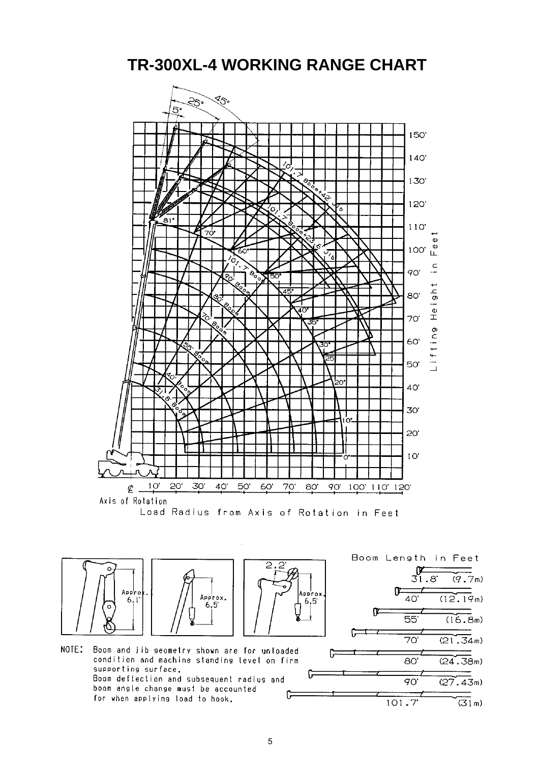# TR-300XL-4 WORKING RANGE CHART

Lifting Height in Feet

Load Radius from Axis of Rotation in Feet

Axis of Rotation

Boom Length in Feet

| Boom Length |  |
|---|---|
| 31.8' | (9.7m) |
| 40' | (12.19m) |
| 55' | (16.8m) |
| 70' | (21.34m) |
| 80' | (24.38m) |
| 90' | (27.43m) |
| 101.7' | (31m) |

NOTE: Boom and jib geometry shown are for unloaded condition and machine standing level on firm supporting surface.
Boom deflection and subsequent radius and boom angle change must be accounted for when applying load to hook.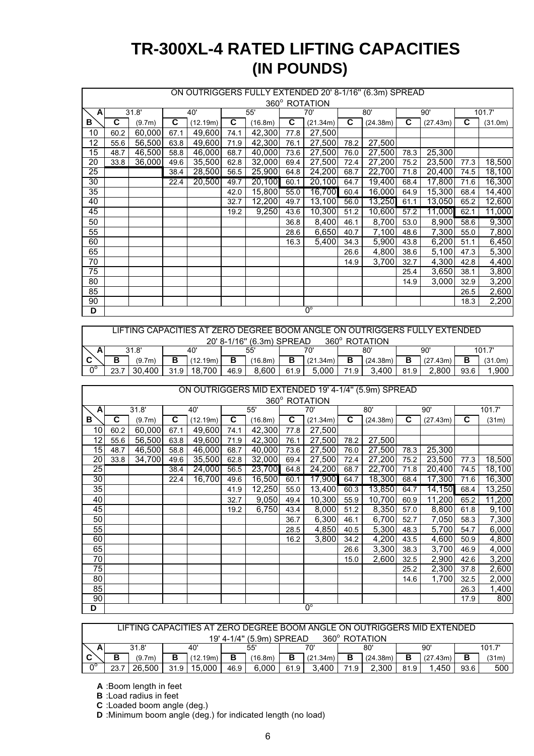# TR-300XL-4 RATED LIFTING CAPACITIES
## (IN POUNDS)

| ON OUTRIGGERS FULLY EXTENDED 20' 8-1/16" (6.3m) SPREAD 360° ROTATION | | | | | | | | | | | | | | |
|---|---|---|---|---|---|---|---|---|---|---|---|---|---|---|
| **A** | 31.8' | | 40' | | 55' | | 70' | | 80' | | 90' | | 101.7' | |
| **B** | **C** | (9.7m) | **C** | (12.19m) | **C** | (16.8m) | **C** | (21.34m) | **C** | (24.38m) | **C** | (27.43m) | **C** | (31.0m) |
| 10 | 60.2 | 60,000 | 67.1 | 49,600 | 74.1 | 42,300 | 77.8 | 27,500 | | | | | | |
| 12 | 55.6 | 56,500 | 63.8 | 49,600 | 71.9 | 42,300 | 76.1 | 27,500 | 78.2 | 27,500 | | | | |
| 15 | 48.7 | 46,500 | 58.8 | 46,000 | 68.7 | 40,000 | 73.6 | 27,500 | 76.0 | 27,500 | 78.3 | 25,300 | | |
| 20 | 33.8 | 36,000 | 49.6 | 35,500 | 62.8 | 32,000 | 69.4 | 27,500 | 72.4 | 27,200 | 75.2 | 23,500 | 77.3 | 18,500 |
| 25 | | | 38.4 | 28,500 | 56.5 | 25,900 | 64.8 | 24,200 | 68.7 | 22,700 | 71.8 | 20,400 | 74.5 | 18,100 |
| 30 | | | 22.4 | 20,500 | 49.7 | 20,100 | 60.1 | 20,100 | 64.7 | 19,400 | 68.4 | 17,800 | 71.6 | 16,300 |
| 35 | | | | | 42.0 | 15,800 | 55.0 | 16,700 | 60.4 | 16,000 | 64.9 | 15,300 | 68.4 | 14,400 |
| 40 | | | | | 32.7 | 12,200 | 49.7 | 13,100 | 56.0 | 13,250 | 61.1 | 13,050 | 65.2 | 12,600 |
| 45 | | | | | 19.2 | 9,250 | 43.6 | 10,300 | 51.2 | 10,600 | 57.2 | 11,000 | 62.1 | 11,000 |
| 50 | | | | | | | 36.8 | 8,400 | 46.1 | 8,700 | 53.0 | 8,900 | 58.6 | 9,300 |
| 55 | | | | | | | 28.6 | 6,650 | 40.7 | 7,100 | 48.6 | 7,300 | 55.0 | 7,800 |
| 60 | | | | | | | 16.3 | 5,400 | 34.3 | 5,900 | 43.8 | 6,200 | 51.1 | 6,450 |
| 65 | | | | | | | | | 26.6 | 4,800 | 38.6 | 5,100 | 47.3 | 5,300 |
| 70 | | | | | | | | | 14.9 | 3,700 | 32.7 | 4,300 | 42.8 | 4,400 |
| 75 | | | | | | | | | | | 25.4 | 3,650 | 38.1 | 3,800 |
| 80 | | | | | | | | | | | 14.9 | 3,000 | 32.9 | 3,200 |
| 85 | | | | | | | | | | | | | 26.5 | 2,600 |
| 90 | | | | | | | | | | | | | 18.3 | 2,200 |
| **D** | 0° | | | | | | | | | | | | | |

| LIFTING CAPACITIES AT ZERO DEGREE BOOM ANGLE ON OUTRIGGERS FULLY EXTENDED 20' 8-1/16" (6.3m) SPREAD 360° ROTATION | | | | | | | | | | | | | | |
|---|---|---|---|---|---|---|---|---|---|---|---|---|---|---|
| **A** | 31.8' | | 40' | | 55' | | 70' | | 80' | | 90' | | 101.7' | |
| **C** | **B** | (9.7m) | **B** | (12.19m) | **B** | (16.8m) | **B** | (21.34m) | **B** | (24.38m) | **B** | (27.43m) | **B** | (31.0m) |
| 0° | 23.7 | 30,400 | 31.9 | 18,700 | 46.9 | 8,600 | 61.9 | 5,000 | 71.9 | 3,400 | 81.9 | 2,800 | 93.6 | 1,900 |

| ON OUTRIGGERS MID EXTENDED 19' 4-1/4" (5.9m) SPREAD 360° ROTATION | | | | | | | | | | | | | | |
|---|---|---|---|---|---|---|---|---|---|---|---|---|---|---|
| **A** | 31.8' | | 40' | | 55' | | 70' | | 80' | | 90' | | 101.7' | |
| **B** | **C** | (9.7m) | **C** | (12.19m) | **C** | (16.8m) | **C** | (21.34m) | **C** | (24.38m) | **C** | (27.43m) | **C** | (31m) |
| 10 | 60.2 | 60,000 | 67.1 | 49,600 | 74.1 | 42,300 | 77.8 | 27,500 | | | | | | |
| 12 | 55.6 | 56,500 | 63.8 | 49,600 | 71.9 | 42,300 | 76.1 | 27,500 | 78.2 | 27,500 | | | | |
| 15 | 48.7 | 46,500 | 58.8 | 46,000 | 68.7 | 40,000 | 73.6 | 27,500 | 76.0 | 27,500 | 78.3 | 25,300 | | |
| 20 | 33.8 | 34,700 | 49.6 | 35,500 | 62.8 | 32,000 | 69.4 | 27,500 | 72.4 | 27,200 | 75.2 | 23,500 | 77.3 | 18,500 |
| 25 | | | 38.4 | 24,000 | 56.5 | 23,700 | 64.8 | 24,200 | 68.7 | 22,700 | 71.8 | 20,400 | 74.5 | 18,100 |
| 30 | | | 22.4 | 16,700 | 49.6 | 16,500 | 60.1 | 17,900 | 64.7 | 18,300 | 68.4 | 17,300 | 71.6 | 16,300 |
| 35 | | | | | 41.9 | 12,250 | 55.0 | 13,400 | 60.3 | 13,850 | 64.7 | 14,150 | 68.4 | 13,250 |
| 40 | | | | | 32.7 | 9,050 | 49.4 | 10,300 | 55.9 | 10,700 | 60.9 | 11,200 | 65.2 | 11,200 |
| 45 | | | | | 19.2 | 6,750 | 43.4 | 8,000 | 51.2 | 8,350 | 57.0 | 8,800 | 61.8 | 9,100 |
| 50 | | | | | | | 36.7 | 6,300 | 46.1 | 6,700 | 52.7 | 7,050 | 58.3 | 7,300 |
| 55 | | | | | | | 28.5 | 4,850 | 40.5 | 5,300 | 48.3 | 5,700 | 54.7 | 6,000 |
| 60 | | | | | | | 16.2 | 3,800 | 34.2 | 4,200 | 43.5 | 4,600 | 50.9 | 4,800 |
| 65 | | | | | | | | | 26.6 | 3,300 | 38.3 | 3,700 | 46.9 | 4,000 |
| 70 | | | | | | | | | 15.0 | 2,600 | 32.5 | 2,900 | 42.6 | 3,200 |
| 75 | | | | | | | | | | | 25.2 | 2,300 | 37.8 | 2,600 |
| 80 | | | | | | | | | | | 14.6 | 1,700 | 32.5 | 2,000 |
| 85 | | | | | | | | | | | | | 26.3 | 1,400 |
| 90 | | | | | | | | | | | | | 17.9 | 800 |
| **D** | 0° | | | | | | | | | | | | | |

| LIFTING CAPACITIES AT ZERO DEGREE BOOM ANGLE ON OUTRIGGERS MID EXTENDED 19' 4-1/4" (5.9m) SPREAD 360° ROTATION | | | | | | | | | | | | | | |
|---|---|---|---|---|---|---|---|---|---|---|---|---|---|---|
| **A** | 31.8' | | 40' | | 55' | | 70' | | 80' | | 90' | | 101.7' | |
| **C** | **B** | (9.7m) | **B** | (12.19m) | **B** | (16.8m) | **B** | (21.34m) | **B** | (24.38m) | **B** | (27.43m) | **B** | (31m) |
| 0° | 23.7 | 26,500 | 31.9 | 15,000 | 46.9 | 6,000 | 61.9 | 3,400 | 71.9 | 2,300 | 81.9 | 1,450 | 93.6 | 500 |

**A** :Boom length in feet

**B** :Load radius in feet

**C** :Loaded boom angle (deg.)

**D** :Minimum boom angle (deg.) for indicated length (no load)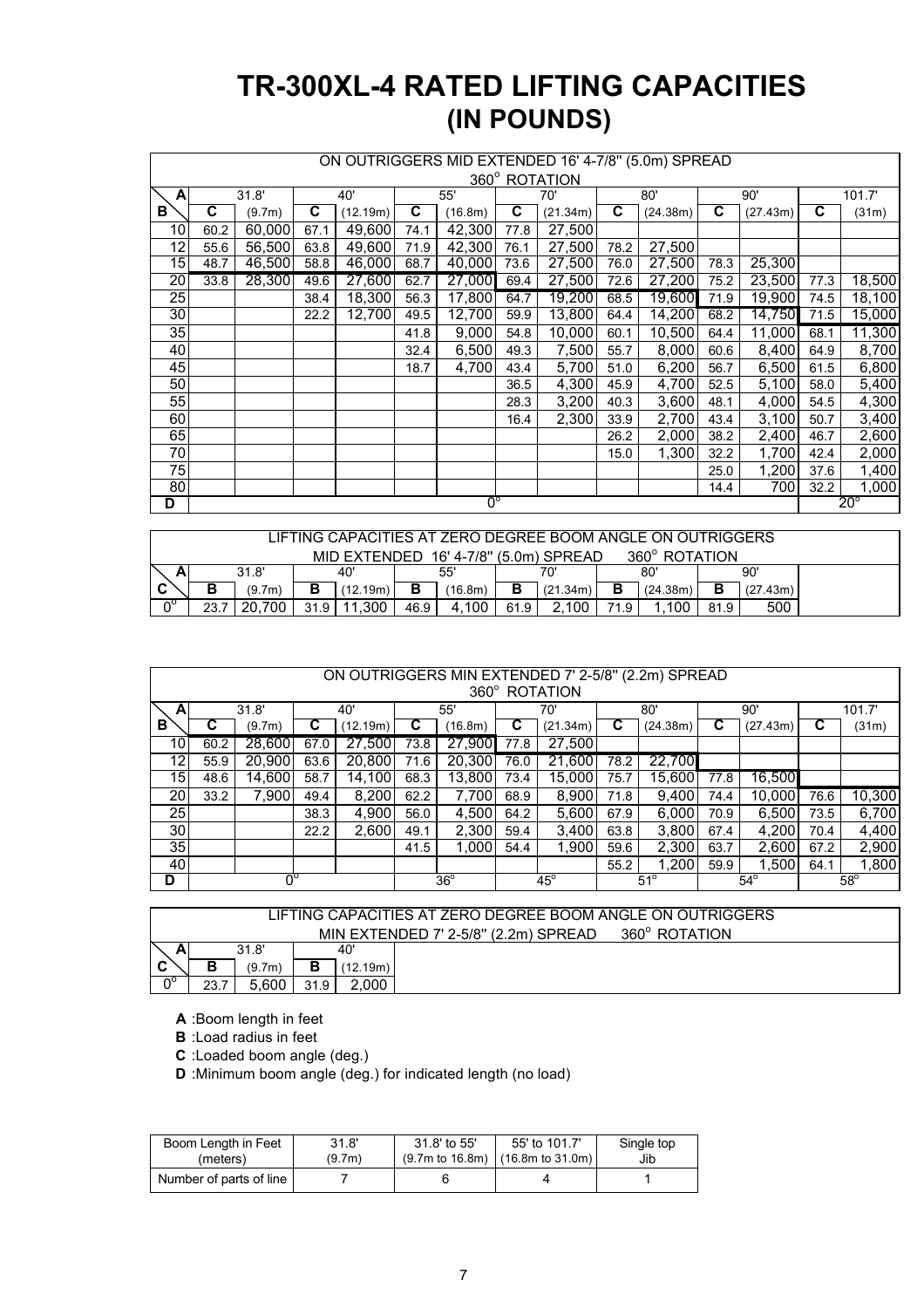# TR-300XL-4 RATED LIFTING CAPACITIES
## (IN POUNDS)

| ON OUTRIGGERS MID EXTENDED 16' 4-7/8" (5.0m) SPREAD 360° ROTATION | | | | | | | | | | | | | | |
|---|---|---|---|---|---|---|---|---|---|---|---|---|---|---|
| **A** | 31.8' | | 40' | | 55' | | 70' | | 80' | | 90' | | 101.7' | |
| **B** | **C** | (9.7m) | **C** | (12.19m) | **C** | (16.8m) | **C** | (21.34m) | **C** | (24.38m) | **C** | (27.43m) | **C** | (31m) |
| 10 | 60.2 | 60,000 | 67.1 | 49,600 | 74.1 | 42,300 | 77.8 | 27,500 | | | | | | |
| 12 | 55.6 | 56,500 | 63.8 | 49,600 | 71.9 | 42,300 | 76.1 | 27,500 | 78.2 | 27,500 | | | | |
| 15 | 48.7 | 46,500 | 58.8 | 46,000 | 68.7 | 40,000 | 73.6 | 27,500 | 76.0 | 27,500 | 78.3 | 25,300 | | |
| 20 | 33.8 | 28,300 | 49.6 | 27,600 | 62.7 | 27,000 | 69.4 | 27,500 | 72.6 | 27,200 | 75.2 | 23,500 | 77.3 | 18,500 |
| 25 | | | 38.4 | 18,300 | 56.3 | 17,800 | 64.7 | 19,200 | 68.5 | 19,600 | 71.9 | 19,900 | 74.5 | 18,100 |
| 30 | | | 22.2 | 12,700 | 49.5 | 12,700 | 59.9 | 13,800 | 64.4 | 14,200 | 68.2 | 14,750 | 71.5 | 15,000 |
| 35 | | | | | 41.8 | 9,000 | 54.8 | 10,000 | 60.1 | 10,500 | 64.4 | 11,000 | 68.1 | 11,300 |
| 40 | | | | | 32.4 | 6,500 | 49.3 | 7,500 | 55.7 | 8,000 | 60.6 | 8,400 | 64.9 | 8,700 |
| 45 | | | | | 18.7 | 4,700 | 43.4 | 5,700 | 51.0 | 6,200 | 56.7 | 6,500 | 61.5 | 6,800 |
| 50 | | | | | | | 36.5 | 4,300 | 45.9 | 4,700 | 52.5 | 5,100 | 58.0 | 5,400 |
| 55 | | | | | | | 28.3 | 3,200 | 40.3 | 3,600 | 48.1 | 4,000 | 54.5 | 4,300 |
| 60 | | | | | | | 16.4 | 2,300 | 33.9 | 2,700 | 43.4 | 3,100 | 50.7 | 3,400 |
| 65 | | | | | | | | | 26.2 | 2,000 | 38.2 | 2,400 | 46.7 | 2,600 |
| 70 | | | | | | | | | 15.0 | 1,300 | 32.2 | 1,700 | 42.4 | 2,000 |
| 75 | | | | | | | | | | | 25.0 | 1,200 | 37.6 | 1,400 |
| 80 | | | | | | | | | | | 14.4 | 700 | 32.2 | 1,000 |
| **D** | 0° | | | | | | | | | | | | 20° | |

| LIFTING CAPACITIES AT ZERO DEGREE BOOM ANGLE ON OUTRIGGERS MID EXTENDED 16' 4-7/8" (5.0m) SPREAD 360° ROTATION | | | | | | | | | | | | |
|---|---|---|---|---|---|---|---|---|---|---|---|---|
| **A** | 31.8' | | 40' | | 55' | | 70' | | 80' | | 90' | |
| **C** | **B** | (9.7m) | **B** | (12.19m) | **B** | (16.8m) | **B** | (21.34m) | **B** | (24.38m) | **B** | (27.43m) |
| 0° | 23.7 | 20,700 | 31.9 | 11,300 | 46.9 | 4,100 | 61.9 | 2,100 | 71.9 | 1,100 | 81.9 | 500 |

| ON OUTRIGGERS MIN EXTENDED 7' 2-5/8" (2.2m) SPREAD 360° ROTATION | | | | | | | | | | | | | | |
|---|---|---|---|---|---|---|---|---|---|---|---|---|---|---|
| **A** | 31.8' | | 40' | | 55' | | 70' | | 80' | | 90' | | 101.7' | |
| **B** | **C** | (9.7m) | **C** | (12.19m) | **C** | (16.8m) | **C** | (21.34m) | **C** | (24.38m) | **C** | (27.43m) | **C** | (31m) |
| 10 | 60.2 | 28,600 | 67.0 | 27,500 | 73.8 | 27,900 | 77.8 | 27,500 | | | | | | |
| 12 | 55.9 | 20,900 | 63.6 | 20,800 | 71.6 | 20,300 | 76.0 | 21,600 | 78.2 | 22,700 | | | | |
| 15 | 48.6 | 14,600 | 58.7 | 14,100 | 68.3 | 13,800 | 73.4 | 15,000 | 75.7 | 15,600 | 77.8 | 16,500 | | |
| 20 | 33.2 | 7,900 | 49.4 | 8,200 | 62.2 | 7,700 | 68.9 | 8,900 | 71.8 | 9,400 | 74.4 | 10,000 | 76.6 | 10,300 |
| 25 | | | 38.3 | 4,900 | 56.0 | 4,500 | 64.2 | 5,600 | 67.9 | 6,000 | 70.9 | 6,500 | 73.5 | 6,700 |
| 30 | | | 22.2 | 2,600 | 49.1 | 2,300 | 59.4 | 3,400 | 63.8 | 3,800 | 67.4 | 4,200 | 70.4 | 4,400 |
| 35 | | | | | 41.5 | 1,000 | 54.4 | 1,900 | 59.6 | 2,300 | 63.7 | 2,600 | 67.2 | 2,900 |
| 40 | | | | | | | | | 55.2 | 1,200 | 59.9 | 1,500 | 64.1 | 1,800 |
| **D** | 0° | | | | 36° | | 45° | | 51° | | 54° | | 58° | |

| LIFTING CAPACITIES AT ZERO DEGREE BOOM ANGLE ON OUTRIGGERS MIN EXTENDED 7' 2-5/8" (2.2m) SPREAD 360° ROTATION | | | | |
|---|---|---|---|---|
| **A** | 31.8' | | 40' | |
| **C** | **B** | (9.7m) | **B** | (12.19m) |
| 0° | 23.7 | 5,600 | 31.9 | 2,000 |

**A** :Boom length in feet

**B** :Load radius in feet

**C** :Loaded boom angle (deg.)

**D** :Minimum boom angle (deg.) for indicated length (no load)

| Boom Length in Feet (meters) | 31.8' (9.7m) | 31.8' to 55' (9.7m to 16.8m) | 55' to 101.7' (16.8m to 31.0m) | Single top Jib |
|---|---|---|---|---|
| Number of parts of line | 7 | 6 | 4 | 1 |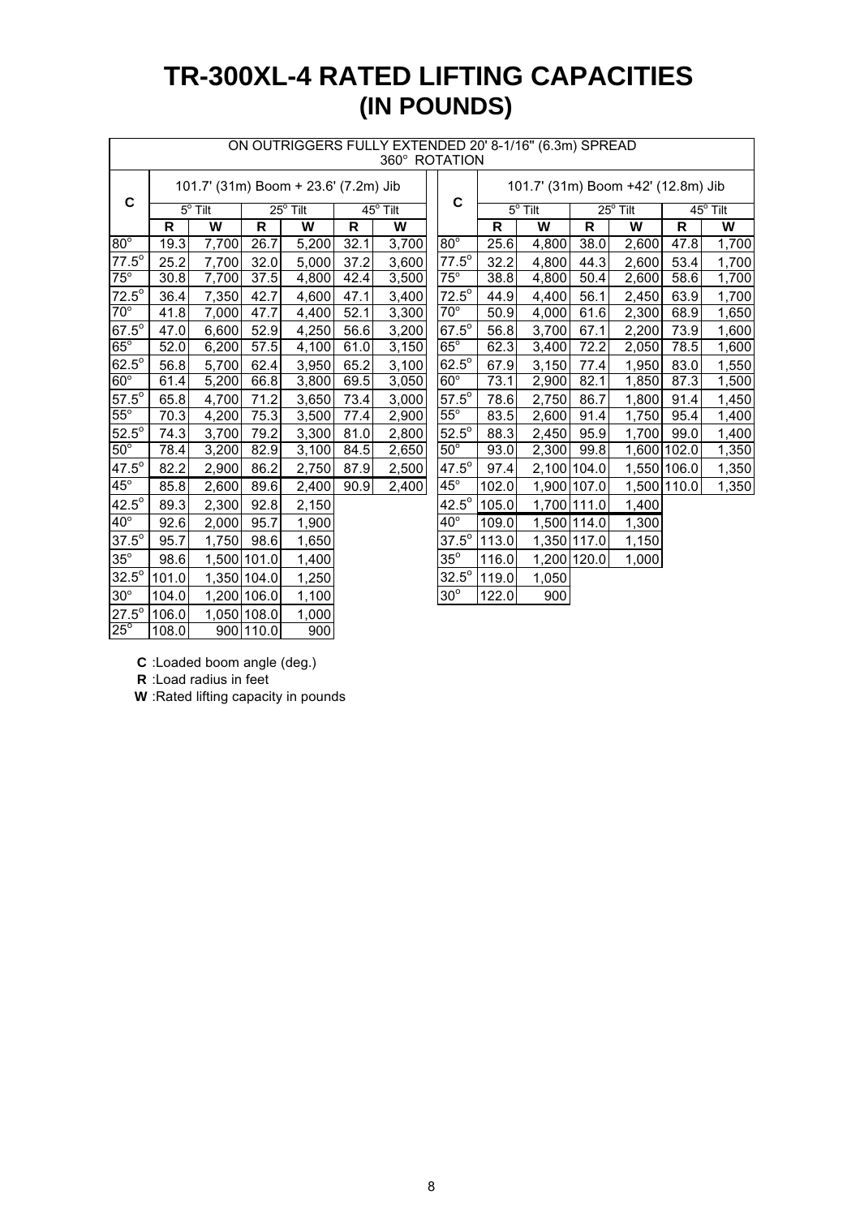# TR-300XL-4 RATED LIFTING CAPACITIES
# (IN POUNDS)

ON OUTRIGGERS FULLY EXTENDED 20' 8-1/16" (6.3m) SPREAD
360° ROTATION

| C | 101.7' (31m) Boom + 23.6' (7.2m) Jib | | | | | |
|---|---|---|---|---|---|---|
| | 5° Tilt | | 25° Tilt | | 45° Tilt | |
| | R | W | R | W | R | W |
| 80° | 19.3 | 7,700 | 26.7 | 5,200 | 32.1 | 3,700 |
| 77.5° | 25.2 | 7,700 | 32.0 | 5,000 | 37.2 | 3,600 |
| 75° | 30.8 | 7,700 | 37.5 | 4,800 | 42.4 | 3,500 |
| 72.5° | 36.4 | 7,350 | 42.7 | 4,600 | 47.1 | 3,400 |
| 70° | 41.8 | 7,000 | 47.7 | 4,400 | 52.1 | 3,300 |
| 67.5° | 47.0 | 6,600 | 52.9 | 4,250 | 56.6 | 3,200 |
| 65° | 52.0 | 6,200 | 57.5 | 4,100 | 61.0 | 3,150 |
| 62.5° | 56.8 | 5,700 | 62.4 | 3,950 | 65.2 | 3,100 |
| 60° | 61.4 | 5,200 | 66.8 | 3,800 | 69.5 | 3,050 |
| 57.5° | 65.8 | 4,700 | 71.2 | 3,650 | 73.4 | 3,000 |
| 55° | 70.3 | 4,200 | 75.3 | 3,500 | 77.4 | 2,900 |
| 52.5° | 74.3 | 3,700 | 79.2 | 3,300 | 81.0 | 2,800 |
| 50° | 78.4 | 3,200 | 82.9 | 3,100 | 84.5 | 2,650 |
| 47.5° | 82.2 | 2,900 | 86.2 | 2,750 | 87.9 | 2,500 |
| 45° | 85.8 | 2,600 | 89.6 | 2,400 | 90.9 | 2,400 |
| 42.5° | 89.3 | 2,300 | 92.8 | 2,150 | | |
| 40° | 92.6 | 2,000 | 95.7 | 1,900 | | |
| 37.5° | 95.7 | 1,750 | 98.6 | 1,650 | | |
| 35° | 98.6 | 1,500 | 101.0 | 1,400 | | |
| 32.5° | 101.0 | 1,350 | 104.0 | 1,250 | | |
| 30° | 104.0 | 1,200 | 106.0 | 1,100 | | |
| 27.5° | 106.0 | 1,050 | 108.0 | 1,000 | | |
| 25° | 108.0 | 900 | 110.0 | 900 | | |

| C | 101.7' (31m) Boom +42' (12.8m) Jib | | | | | |
|---|---|---|---|---|---|---|
| | 5° Tilt | | 25° Tilt | | 45° Tilt | |
| | R | W | R | W | R | W |
| 80° | 25.6 | 4,800 | 38.0 | 2,600 | 47.8 | 1,700 |
| 77.5° | 32.2 | 4,800 | 44.3 | 2,600 | 53.4 | 1,700 |
| 75° | 38.8 | 4,800 | 50.4 | 2,600 | 58.6 | 1,700 |
| 72.5° | 44.9 | 4,400 | 56.1 | 2,450 | 63.9 | 1,700 |
| 70° | 50.9 | 4,000 | 61.6 | 2,300 | 68.9 | 1,650 |
| 67.5° | 56.8 | 3,700 | 67.1 | 2,200 | 73.9 | 1,600 |
| 65° | 62.3 | 3,400 | 72.2 | 2,050 | 78.5 | 1,600 |
| 62.5° | 67.9 | 3,150 | 77.4 | 1,950 | 83.0 | 1,550 |
| 60° | 73.1 | 2,900 | 82.1 | 1,850 | 87.3 | 1,500 |
| 57.5° | 78.6 | 2,750 | 86.7 | 1,800 | 91.4 | 1,450 |
| 55° | 83.5 | 2,600 | 91.4 | 1,750 | 95.4 | 1,400 |
| 52.5° | 88.3 | 2,450 | 95.9 | 1,700 | 99.0 | 1,400 |
| 50° | 93.0 | 2,300 | 99.8 | 1,600 | 102.0 | 1,350 |
| 47.5° | 97.4 | 2,100 | 104.0 | 1,550 | 106.0 | 1,350 |
| 45° | 102.0 | 1,900 | 107.0 | 1,500 | 110.0 | 1,350 |
| 42.5° | 105.0 | 1,700 | 111.0 | 1,400 | | |
| 40° | 109.0 | 1,500 | 114.0 | 1,300 | | |
| 37.5° | 113.0 | 1,350 | 117.0 | 1,150 | | |
| 35° | 116.0 | 1,200 | 120.0 | 1,000 | | |
| 32.5° | 119.0 | 1,050 | | | | |
| 30° | 122.0 | 900 | | | | |

**C** :Loaded boom angle (deg.)
**R** :Load radius in feet
**W** :Rated lifting capacity in pounds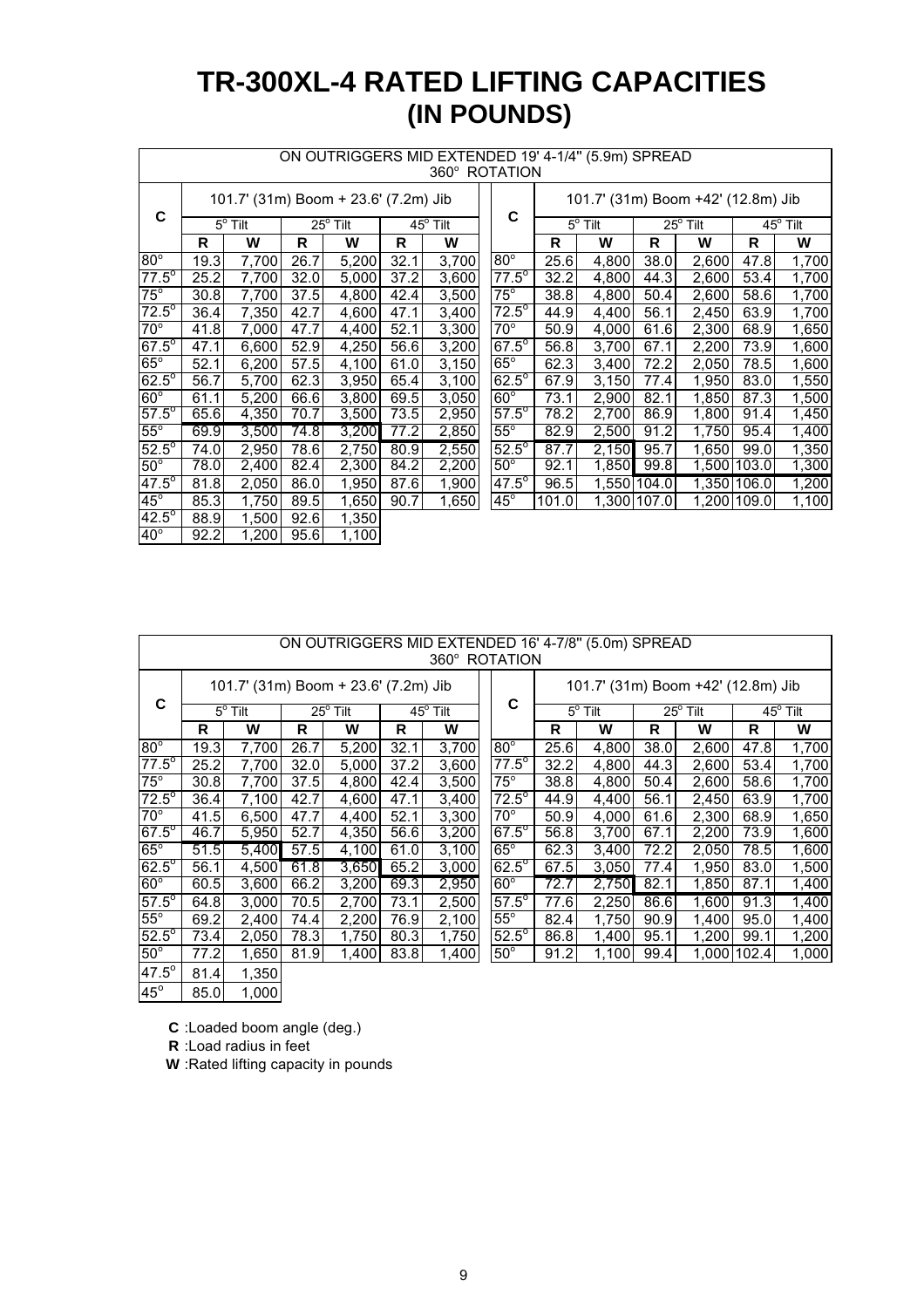# TR-300XL-4 RATED LIFTING CAPACITIES (IN POUNDS)

ON OUTRIGGERS MID EXTENDED 19' 4-1/4" (5.9m) SPREAD
360° ROTATION

| C | 101.7' (31m) Boom + 23.6' (7.2m) Jib | | | | | | C | 101.7' (31m) Boom +42' (12.8m) Jib | | | | | |
|---|---|---|---|---|---|---|---|---|---|---|---|---|---|
| | 5° Tilt | | 25° Tilt | | 45° Tilt | | | 5° Tilt | | 25° Tilt | | 45° Tilt | |
| | R | W | R | W | R | W | | R | W | R | W | R | W |
| 80° | 19.3 | 7,700 | 26.7 | 5,200 | 32.1 | 3,700 | 80° | 25.6 | 4,800 | 38.0 | 2,600 | 47.8 | 1,700 |
| 77.5° | 25.2 | 7,700 | 32.0 | 5,000 | 37.2 | 3,600 | 77.5° | 32.2 | 4,800 | 44.3 | 2,600 | 53.4 | 1,700 |
| 75° | 30.8 | 7,700 | 37.5 | 4,800 | 42.4 | 3,500 | 75° | 38.8 | 4,800 | 50.4 | 2,600 | 58.6 | 1,700 |
| 72.5° | 36.4 | 7,350 | 42.7 | 4,600 | 47.1 | 3,400 | 72.5° | 44.9 | 4,400 | 56.1 | 2,450 | 63.9 | 1,700 |
| 70° | 41.8 | 7,000 | 47.7 | 4,400 | 52.1 | 3,300 | 70° | 50.9 | 4,000 | 61.6 | 2,300 | 68.9 | 1,650 |
| 67.5° | 47.1 | 6,600 | 52.9 | 4,250 | 56.6 | 3,200 | 67.5° | 56.8 | 3,700 | 67.1 | 2,200 | 73.9 | 1,600 |
| 65° | 52.1 | 6,200 | 57.5 | 4,100 | 61.0 | 3,150 | 65° | 62.3 | 3,400 | 72.2 | 2,050 | 78.5 | 1,600 |
| 62.5° | 56.7 | 5,700 | 62.3 | 3,950 | 65.4 | 3,100 | 62.5° | 67.9 | 3,150 | 77.4 | 1,950 | 83.0 | 1,550 |
| 60° | 61.1 | 5,200 | 66.6 | 3,800 | 69.5 | 3,050 | 60° | 73.1 | 2,900 | 82.1 | 1,850 | 87.3 | 1,500 |
| 57.5° | 65.6 | 4,350 | 70.7 | 3,500 | 73.5 | 2,950 | 57.5° | 78.2 | 2,700 | 86.9 | 1,800 | 91.4 | 1,450 |
| 55° | 69.9 | 3,500 | 74.8 | 3,200 | 77.2 | 2,850 | 55° | 82.9 | 2,500 | 91.2 | 1,750 | 95.4 | 1,400 |
| 52.5° | 74.0 | 2,950 | 78.6 | 2,750 | 80.9 | 2,550 | 52.5° | 87.7 | 2,150 | 95.7 | 1,650 | 99.0 | 1,350 |
| 50° | 78.0 | 2,400 | 82.4 | 2,300 | 84.2 | 2,200 | 50° | 92.1 | 1,850 | 99.8 | 1,500 | 103.0 | 1,300 |
| 47.5° | 81.8 | 2,050 | 86.0 | 1,950 | 87.6 | 1,900 | 47.5° | 96.5 | 1,550 | 104.0 | 1,350 | 106.0 | 1,200 |
| 45° | 85.3 | 1,750 | 89.5 | 1,650 | 90.7 | 1,650 | 45° | 101.0 | 1,300 | 107.0 | 1,200 | 109.0 | 1,100 |
| 42.5° | 88.9 | 1,500 | 92.6 | 1,350 | | | | | | | | | |
| 40° | 92.2 | 1,200 | 95.6 | 1,100 | | | | | | | | | |

ON OUTRIGGERS MID EXTENDED 16' 4-7/8" (5.0m) SPREAD
360° ROTATION

| C | 101.7' (31m) Boom + 23.6' (7.2m) Jib | | | | | | C | 101.7' (31m) Boom +42' (12.8m) Jib | | | | | |
|---|---|---|---|---|---|---|---|---|---|---|---|---|---|
| | 5° Tilt | | 25° Tilt | | 45° Tilt | | | 5° Tilt | | 25° Tilt | | 45° Tilt | |
| | R | W | R | W | R | W | | R | W | R | W | R | W |
| 80° | 19.3 | 7,700 | 26.7 | 5,200 | 32.1 | 3,700 | 80° | 25.6 | 4,800 | 38.0 | 2,600 | 47.8 | 1,700 |
| 77.5° | 25.2 | 7,700 | 32.0 | 5,000 | 37.2 | 3,600 | 77.5° | 32.2 | 4,800 | 44.3 | 2,600 | 53.4 | 1,700 |
| 75° | 30.8 | 7,700 | 37.5 | 4,800 | 42.4 | 3,500 | 75° | 38.8 | 4,800 | 50.4 | 2,600 | 58.6 | 1,700 |
| 72.5° | 36.4 | 7,100 | 42.7 | 4,600 | 47.1 | 3,400 | 72.5° | 44.9 | 4,400 | 56.1 | 2,450 | 63.9 | 1,700 |
| 70° | 41.5 | 6,500 | 47.7 | 4,400 | 52.1 | 3,300 | 70° | 50.9 | 4,000 | 61.6 | 2,300 | 68.9 | 1,650 |
| 67.5° | 46.7 | 5,950 | 52.7 | 4,350 | 56.6 | 3,200 | 67.5° | 56.8 | 3,700 | 67.1 | 2,200 | 73.9 | 1,600 |
| 65° | 51.5 | 5,400 | 57.5 | 4,100 | 61.0 | 3,100 | 65° | 62.3 | 3,400 | 72.2 | 2,050 | 78.5 | 1,600 |
| 62.5° | 56.1 | 4,500 | 61.8 | 3,650 | 65.2 | 3,000 | 62.5° | 67.5 | 3,050 | 77.4 | 1,950 | 83.0 | 1,500 |
| 60° | 60.5 | 3,600 | 66.2 | 3,200 | 69.3 | 2,950 | 60° | 72.7 | 2,750 | 82.1 | 1,850 | 87.1 | 1,400 |
| 57.5° | 64.8 | 3,000 | 70.5 | 2,700 | 73.1 | 2,500 | 57.5° | 77.6 | 2,250 | 86.6 | 1,600 | 91.3 | 1,400 |
| 55° | 69.2 | 2,400 | 74.4 | 2,200 | 76.9 | 2,100 | 55° | 82.4 | 1,750 | 90.9 | 1,400 | 95.0 | 1,400 |
| 52.5° | 73.4 | 2,050 | 78.3 | 1,750 | 80.3 | 1,750 | 52.5° | 86.8 | 1,400 | 95.1 | 1,200 | 99.1 | 1,200 |
| 50° | 77.2 | 1,650 | 81.9 | 1,400 | 83.8 | 1,400 | 50° | 91.2 | 1,100 | 99.4 | 1,000 | 102.4 | 1,000 |
| 47.5° | 81.4 | 1,350 | | | | | | | | | | | |
| 45° | 85.0 | 1,000 | | | | | | | | | | | |

**C** :Loaded boom angle (deg.)

**R** :Load radius in feet

**W** :Rated lifting capacity in pounds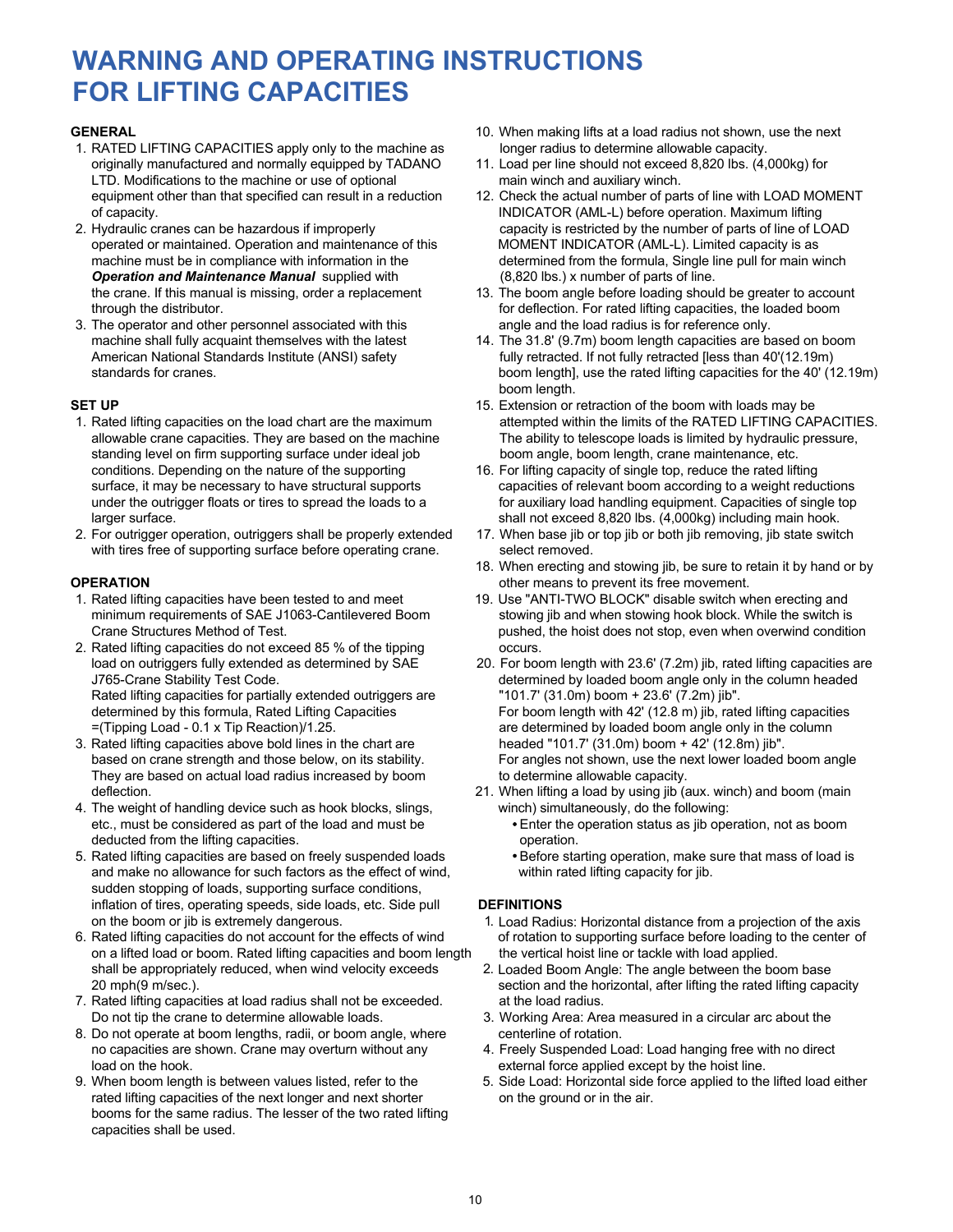# WARNING AND OPERATING INSTRUCTIONS FOR LIFTING CAPACITIES

## GENERAL

1. RATED LIFTING CAPACITIES apply only to the machine as originally manufactured and normally equipped by TADANO LTD. Modifications to the machine or use of optional equipment other than that specified can result in a reduction of capacity.
2. Hydraulic cranes can be hazardous if improperly operated or maintained. Operation and maintenance of this machine must be in compliance with information in the ***Operation and Maintenance Manual*** supplied with the crane. If this manual is missing, order a replacement through the distributor.
3. The operator and other personnel associated with this machine shall fully acquaint themselves with the latest American National Standards Institute (ANSI) safety standards for cranes.

## SET UP

1. Rated lifting capacities on the load chart are the maximum allowable crane capacities. They are based on the machine standing level on firm supporting surface under ideal job conditions. Depending on the nature of the supporting surface, it may be necessary to have structural supports under the outrigger floats or tires to spread the loads to a larger surface.
2. For outrigger operation, outriggers shall be properly extended with tires free of supporting surface before operating crane.

## OPERATION

1. Rated lifting capacities have been tested to and meet minimum requirements of SAE J1063-Cantilevered Boom Crane Structures Method of Test.
2. Rated lifting capacities do not exceed 85 % of the tipping load on outriggers fully extended as determined by SAE J765-Crane Stability Test Code.
   Rated lifting capacities for partially extended outriggers are determined by this formula, Rated Lifting Capacities =(Tipping Load - 0.1 x Tip Reaction)/1.25.
3. Rated lifting capacities above bold lines in the chart are based on crane strength and those below, on its stability. They are based on actual load radius increased by boom deflection.
4. The weight of handling device such as hook blocks, slings, etc., must be considered as part of the load and must be deducted from the lifting capacities.
5. Rated lifting capacities are based on freely suspended loads and make no allowance for such factors as the effect of wind, sudden stopping of loads, supporting surface conditions, inflation of tires, operating speeds, side loads, etc. Side pull on the boom or jib is extremely dangerous.
6. Rated lifting capacities do not account for the effects of wind on a lifted load or boom. Rated lifting capacities and boom length shall be appropriately reduced, when wind velocity exceeds 20 mph(9 m/sec.).
7. Rated lifting capacities at load radius shall not be exceeded. Do not tip the crane to determine allowable loads.
8. Do not operate at boom lengths, radii, or boom angle, where no capacities are shown. Crane may overturn without any load on the hook.
9. When boom length is between values listed, refer to the rated lifting capacities of the next longer and next shorter booms for the same radius. The lesser of the two rated lifting capacities shall be used.
10. When making lifts at a load radius not shown, use the next longer radius to determine allowable capacity.
11. Load per line should not exceed 8,820 lbs. (4,000kg) for main winch and auxiliary winch.
12. Check the actual number of parts of line with LOAD MOMENT INDICATOR (AML-L) before operation. Maximum lifting capacity is restricted by the number of parts of line of LOAD MOMENT INDICATOR (AML-L). Limited capacity is as determined from the formula, Single line pull for main winch (8,820 lbs.) x number of parts of line.
13. The boom angle before loading should be greater to account for deflection. For rated lifting capacities, the loaded boom angle and the load radius is for reference only.
14. The 31.8' (9.7m) boom length capacities are based on boom fully retracted. If not fully retracted [less than 40'(12.19m) boom length], use the rated lifting capacities for the 40' (12.19m) boom length.
15. Extension or retraction of the boom with loads may be attempted within the limits of the RATED LIFTING CAPACITIES. The ability to telescope loads is limited by hydraulic pressure, boom angle, boom length, crane maintenance, etc.
16. For lifting capacity of single top, reduce the rated lifting capacities of relevant boom according to a weight reductions for auxiliary load handling equipment. Capacities of single top shall not exceed 8,820 lbs. (4,000kg) including main hook.
17. When base jib or top jib or both jib removing, jib state switch select removed.
18. When erecting and stowing jib, be sure to retain it by hand or by other means to prevent its free movement.
19. Use "ANTI-TWO BLOCK" disable switch when erecting and stowing jib and when stowing hook block. While the switch is pushed, the hoist does not stop, even when overwind condition occurs.
20. For boom length with 23.6' (7.2m) jib, rated lifting capacities are determined by loaded boom angle only in the column headed "101.7' (31.0m) boom + 23.6' (7.2m) jib".
    For boom length with 42' (12.8 m) jib, rated lifting capacities are determined by loaded boom angle only in the column headed "101.7' (31.0m) boom + 42' (12.8m) jib".
    For angles not shown, use the next lower loaded boom angle to determine allowable capacity.
21. When lifting a load by using jib (aux. winch) and boom (main winch) simultaneously, do the following:
    - Enter the operation status as jib operation, not as boom operation.
    - Before starting operation, make sure that mass of load is within rated lifting capacity for jib.

## DEFINITIONS

1. Load Radius: Horizontal distance from a projection of the axis of rotation to supporting surface before loading to the center of the vertical hoist line or tackle with load applied.
2. Loaded Boom Angle: The angle between the boom base section and the horizontal, after lifting the rated lifting capacity at the load radius.
3. Working Area: Area measured in a circular arc about the centerline of rotation.
4. Freely Suspended Load: Load hanging free with no direct external force applied except by the hoist line.
5. Side Load: Horizontal side force applied to the lifted load either on the ground or in the air.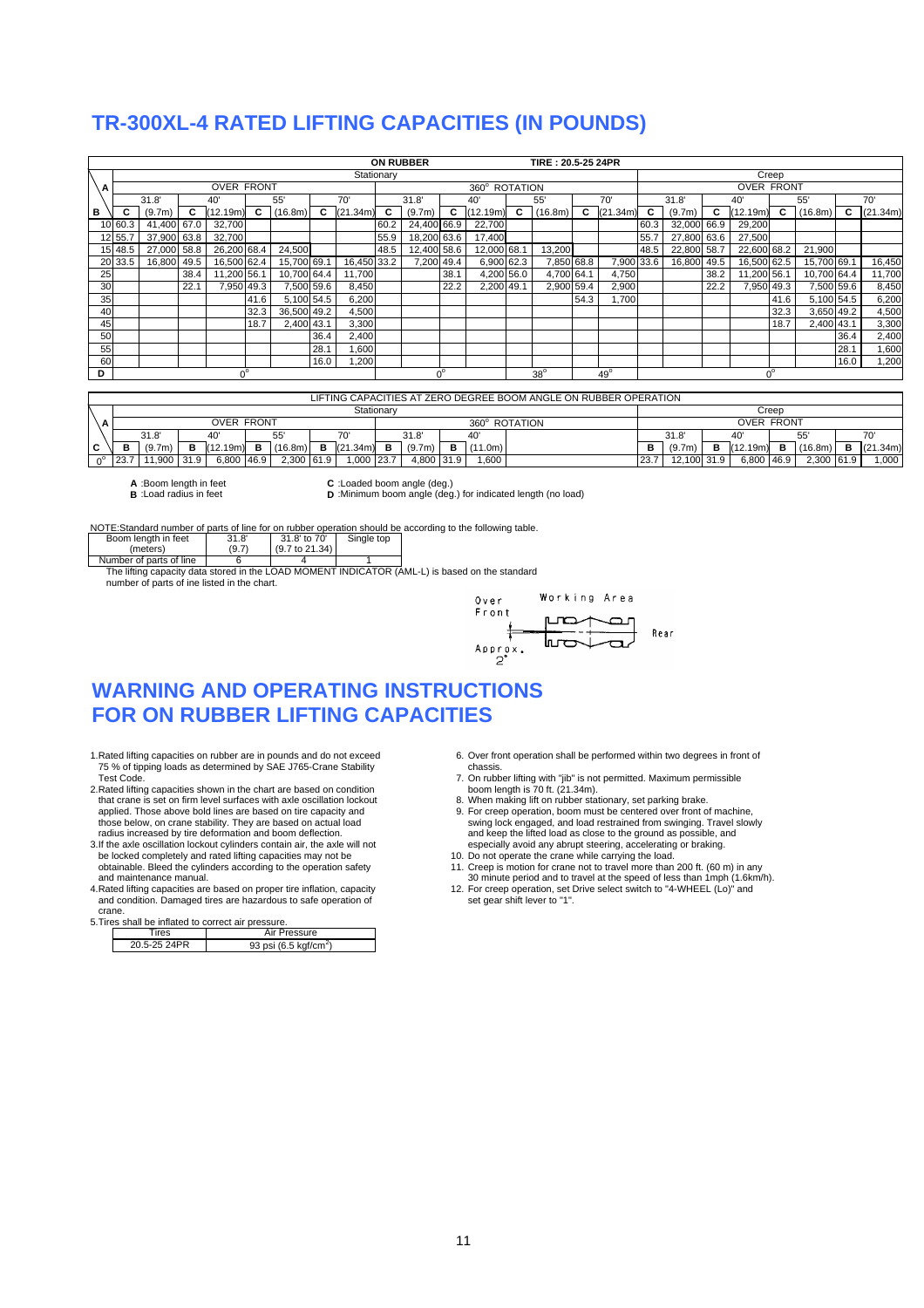# TR-300XL-4 RATED LIFTING CAPACITIES (IN POUNDS)

| ON RUBBER | | | | | | | | | | | | | | | | | | | | | | | | |
|---|---|---|---|---|---|---|---|---|---|---|---|---|---|---|---|---|---|---|---|---|---|---|---|---|
| TIRE : 20.5-25 24PR | | | | | | | | | | | | | | | | | | | | | | | | |
| | Stationary | | | | | | | | | | | | | | | | Creep | | | | | | | |
| A | OVER FRONT | | | | | | | | 360° ROTATION | | | | | | | | OVER FRONT | | | | | | | |
| | 31.8' | | 40' | | 55' | | 70' | | 31.8' | | 40' | | 55' | | 70' | | 31.8' | | 40' | | 55' | | 70' | |
| B | C | (9.7m) | C | (12.19m) | C | (16.8m) | C | (21.34m) | C | (9.7m) | C | (12.19m) | C | (16.8m) | C | (21.34m) | C | (9.7m) | C | (12.19m) | C | (16.8m) | C | (21.34m) |
| 10 | 60.3 | 41,400 | 67.0 | 32,700 | | | | | 60.2 | 24,400 | 66.9 | 22,700 | | | | | 60.3 | 32,000 | 66.9 | 29,200 | | | | |
| 12 | 55.7 | 37,900 | 63.8 | 32,700 | | | | | 55.9 | 18,200 | 63.6 | 17,400 | | | | | 55.7 | 27,800 | 63.6 | 27,500 | | | | |
| 15 | 48.5 | 27,000 | 58.8 | 26,200 | 68.4 | 24,500 | | | 48.5 | 12,400 | 58.6 | 12,000 | 68.1 | 13,200 | | | 48.5 | 22,800 | 58.7 | 22,600 | 68.2 | 21,900 | | |
| 20 | 33.5 | 16,800 | 49.5 | 16,500 | 62.4 | 15,700 | 69.1 | 16,450 | 33.2 | 7,200 | 49.4 | 6,900 | 62.3 | 7,850 | 68.8 | 7,900 | 33.6 | 16,800 | 49.5 | 16,500 | 62.5 | 15,700 | 69.1 | 16,450 |
| 25 | | | 38.4 | 11,200 | 56.1 | 10,700 | 64.4 | 11,700 | | | 38.1 | 4,200 | 56.0 | 4,700 | 64.1 | 4,750 | | | 38.2 | 11,200 | 56.1 | 10,700 | 64.4 | 11,700 |
| 30 | | | 22.1 | 7,950 | 49.3 | 7,500 | 59.6 | 8,450 | | | 22.2 | 2,200 | 49.1 | 2,900 | 59.4 | 2,900 | | | 22.2 | 7,950 | 49.3 | 7,500 | 59.6 | 8,450 |
| 35 | | | | | 41.6 | 5,100 | 54.5 | 6,200 | | | | | | | 54.3 | 1,700 | | | | | 41.6 | 5,100 | 54.5 | 6,200 |
| 40 | | | | | 32.3 | 36,500 | 49.2 | 4,500 | | | | | | | | | | | | | 32.3 | 3,650 | 49.2 | 4,500 |
| 45 | | | | | 18.7 | 2,400 | 43.1 | 3,300 | | | | | | | | | | | | | 18.7 | 2,400 | 43.1 | 3,300 |
| 50 | | | | | | | 36.4 | 2,400 | | | | | | | | | | | | | | | 36.4 | 2,400 |
| 55 | | | | | | | 28.1 | 1,600 | | | | | | | | | | | | | | | 28.1 | 1,600 |
| 60 | | | | | | | 16.0 | 1,200 | | | | | | | | | | | | | | | 16.0 | 1,200 |
| D | 0° | | | | | | | | 0° | | | | 38° | | 49° | | 0° | | | | | | | |

| LIFTING CAPACITIES AT ZERO DEGREE BOOM ANGLE ON RUBBER OPERATION | | | | | | | | | | | | | | | | | | | | |
|---|---|---|---|---|---|---|---|---|---|---|---|---|---|---|---|---|---|---|---|---|
| | Stationary | | | | | | | | | | | | Creep | | | | | | | |
| A | OVER FRONT | | | | | | | | 360° ROTATION | | | | OVER FRONT | | | | | | | |
| | 31.8' | | 40' | | 55' | | 70' | | 31.8' | | 40' | | 31.8' | | 40' | | 55' | | 70' | |
| C | B | (9.7m) | B | (12.19m) | B | (16.8m) | B | (21.34m) | B | (9.7m) | B | (11.0m) | B | (9.7m) | B | (12.19m) | B | (16.8m) | B | (21.34m) |
| 0° | 23.7 | 11,900 | 31.9 | 6,800 | 46.9 | 2,300 | 61.9 | 1,000 | 23.7 | 4,800 | 31.9 | 1,600 | 23.7 | 12,100 | 31.9 | 6,800 | 46.9 | 2,300 | 61.9 | 1,000 |

**A** :Boom length in feet
**B** :Load radius in feet
**C** :Loaded boom angle (deg.)
**D** :Minimum boom angle (deg.) for indicated length (no load)

NOTE:Standard number of parts of line for on rubber operation should be according to the following table.

| Boom length in feet (meters) | 31.8' (9.7) | 31.8' to 70' (9.7 to 21.34) | Single top |
|---|---|---|---|
| Number of parts of line | 6 | 4 | 1 |

The lifting capacity data stored in the LOAD MOMENT INDICATOR (AML-L) is based on the standard number of parts of ine listed in the chart.

Over Front — Working Area — Approx. 2° — Rear

# WARNING AND OPERATING INSTRUCTIONS FOR ON RUBBER LIFTING CAPACITIES

1. Rated lifting capacities on rubber are in pounds and do not exceed 75 % of tipping loads as determined by SAE J765-Crane Stability Test Code.
2. Rated lifting capacities shown in the chart are based on condition that crane is set on firm level surfaces with axle oscillation lockout applied. Those above bold lines are based on tire capacity and those below, on crane stability. They are based on actual load radius increased by tire deformation and boom deflection.
3. If the axle oscillation lockout cylinders contain air, the axle will not be locked completely and rated lifting capacities may not be obtainable. Bleed the cylinders according to the operation safety and maintenance manual.
4. Rated lifting capacities are based on proper tire inflation, capacity and condition. Damaged tires are hazardous to safe operation of crane.
5. Tires shall be inflated to correct air pressure.

| Tires | Air Pressure |
|---|---|
| 20.5-25 24PR | 93 psi (6.5 kgf/cm²) |

6. Over front operation shall be performed within two degrees in front of chassis.
7. On rubber lifting with "jib" is not permitted. Maximum permissible boom length is 70 ft. (21.34m).
8. When making lift on rubber stationary, set parking brake.
9. For creep operation, boom must be centered over front of machine, swing lock engaged, and load restrained from swinging. Travel slowly and keep the lifted load as close to the ground as possible, and especially avoid any abrupt steering, accelerating or braking.
10. Do not operate the crane while carrying the load.
11. Creep is motion for crane not to travel more than 200 ft. (60 m) in any 30 minute period and to travel at the speed of less than 1mph (1.6km/h).
12. For creep operation, set Drive select switch to "4-WHEEL (Lo)" and set gear shift lever to "1".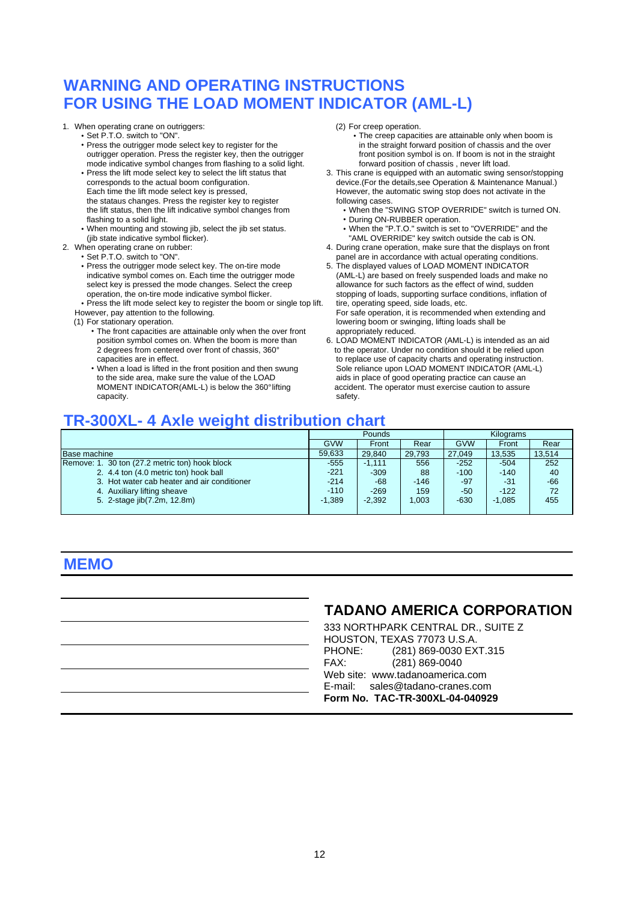# WARNING AND OPERATING INSTRUCTIONS FOR USING THE LOAD MOMENT INDICATOR (AML-L)

1. When operating crane on outriggers:
   - Set P.T.O. switch to "ON".
   - Press the outrigger mode select key to register for the outrigger operation. Press the register key, then the outrigger mode indicative symbol changes from flashing to a solid light.
   - Press the lift mode select key to select the lift status that corresponds to the actual boom configuration. Each time the lift mode select key is pressed, the stataus changes. Press the register key to register the lift status, then the lift indicative symbol changes from flashing to a solid light.
   - When mounting and stowing jib, select the jib set status. (jib state indicative symbol flicker).
2. When operating crane on rubber:
   - Set P.T.O. switch to "ON".
   - Press the outrigger mode select key. The on-tire mode indicative symbol comes on. Each time the outrigger mode select key is pressed the mode changes. Select the creep operation, the on-tire mode indicative symbol flicker.
   - Press the lift mode select key to register the boom or single top lift.

   However, pay attention to the following.

   (1) For stationary operation.
   - The front capacities are attainable only when the over front position symbol comes on. When the boom is more than 2 degrees from centered over front of chassis, 360° capacities are in effect.
   - When a load is lifted in the front position and then swung to the side area, make sure the value of the LOAD MOMENT INDICATOR(AML-L) is below the 360°lifting capacity.

   (2) For creep operation.
   - The creep capacities are attainable only when boom is in the straight forward position of chassis and the over front position symbol is on. If boom is not in the straight forward position of chassis , never lift load.
3. This crane is equipped with an automatic swing sensor/stopping device.(For the details,see Operation & Maintenance Manual.) However, the automatic swing stop does not activate in the following cases.
   - When the "SWING STOP OVERRIDE" switch is turned ON.
   - During ON-RUBBER operation.
   - When the "P.T.O." switch is set to "OVERRIDE" and the "AML OVERRIDE" key switch outside the cab is ON.
4. During crane operation, make sure that the displays on front panel are in accordance with actual operating conditions.
5. The displayed values of LOAD MOMENT INDICATOR (AML-L) are based on freely suspended loads and make no allowance for such factors as the effect of wind, sudden stopping of loads, supporting surface conditions, inflation of tire, operating speed, side loads, etc. For safe operation, it is recommended when extending and lowering boom or swinging, lifting loads shall be appropriately reduced.
6. LOAD MOMENT INDICATOR (AML-L) is intended as an aid to the operator. Under no condition should it be relied upon to replace use of capacity charts and operating instruction. Sole reliance upon LOAD MOMENT INDICATOR (AML-L) aids in place of good operating practice can cause an accident. The operator must exercise caution to assure safety.

# TR-300XL- 4 Axle weight distribution chart

| | Pounds | | | Kilograms | | |
|---|---|---|---|---|---|---|
| | GVW | Front | Rear | GVW | Front | Rear |
| Base machine | 59,633 | 29,840 | 29,793 | 27,049 | 13,535 | 13,514 |
| Remove: 1. 30 ton (27.2 metric ton) hook block | -555 | -1,111 | 556 | -252 | -504 | 252 |
| 2. 4.4 ton (4.0 metric ton) hook ball | -221 | -309 | 88 | -100 | -140 | 40 |
| 3. Hot water cab heater and air conditioner | -214 | -68 | -146 | -97 | -31 | -66 |
| 4. Auxiliary lifting sheave | -110 | -269 | 159 | -50 | -122 | 72 |
| 5. 2-stage jib(7.2m, 12.8m) | -1,389 | -2,392 | 1,003 | -630 | -1,085 | 455 |

# MEMO

## TADANO AMERICA CORPORATION

333 NORTHPARK CENTRAL DR., SUITE Z
HOUSTON, TEXAS 77073 U.S.A.
PHONE: (281) 869-0030 EXT.315
FAX: (281) 869-0040
Web site: www.tadanoamerica.com
E-mail: sales@tadano-cranes.com
**Form No. TAC-TR-300XL-04-040929**